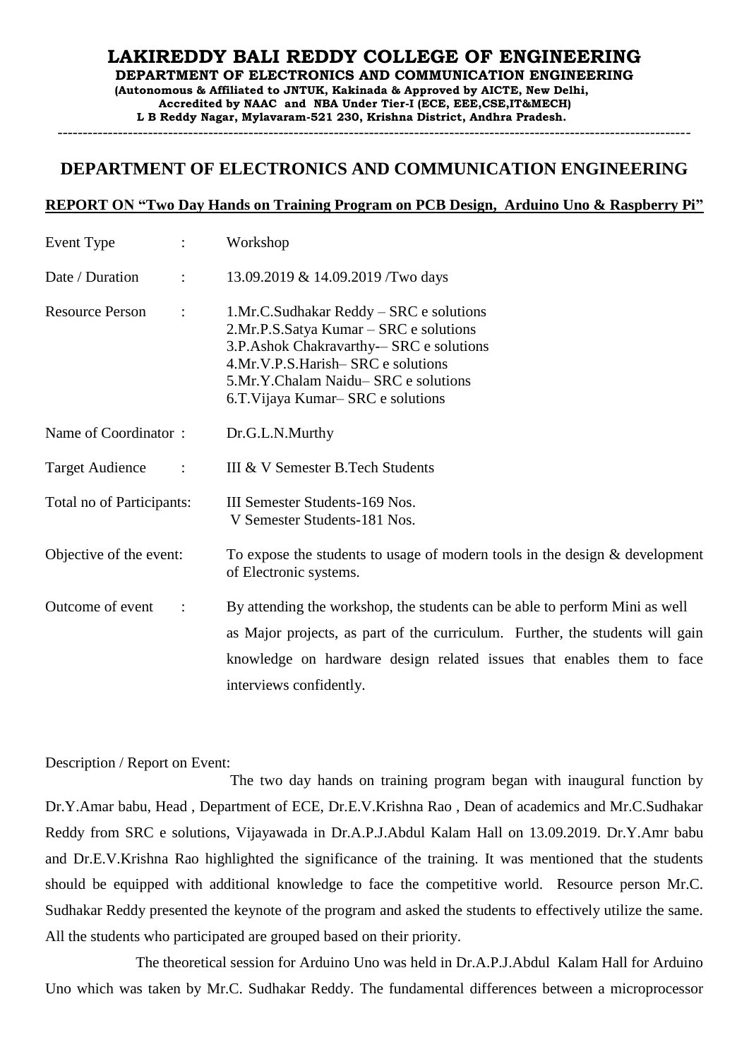# LAKIREDDY BALI REDDY COLLEGE OF ENGINEERING

**DEPARTMENT OF ELECTRONICS AND COMMUNICATION ENGINEERING**

**(Autonomous & Affiliated to JNTUK, Kakinada & Approved by AICTE, New Delhi, Accredited by NAAC and NBA Under Tier-I (ECE, EEE,CSE,IT&MECH)**

**L B Reddy Nagar, Mylavaram-521 230, Krishna District, Andhra Pradesh.**

---

## DEPARTMENT OF ELECTRONICS AND COMMUNICATION ENGINEERING

**REPORT ON "Two Day Hands on Training Program on PCB Design, Arduino Uno & Raspberry Pi"**

| | | |
|---|---|---|
| Event Type | : | Workshop |
| Date / Duration | : | 13.09.2019 & 14.09.2019 /Two days |
| Resource Person | : | 1.Mr.C.Sudhakar Reddy – SRC e solutions<br>2.Mr.P.S.Satya Kumar – SRC e solutions<br>3.P.Ashok Chakravarthy-– SRC e solutions<br>4.Mr.V.P.S.Harish– SRC e solutions<br>5.Mr.Y.Chalam Naidu– SRC e solutions<br>6.T.Vijaya Kumar– SRC e solutions |
| Name of Coordinator | : | Dr.G.L.N.Murthy |
| Target Audience | : | III & V Semester B.Tech Students |
| Total no of Participants | : | III Semester Students-169 Nos.<br>V Semester Students-181 Nos. |
| Objective of the event | : | To expose the students to usage of modern tools in the design & development of Electronic systems. |
| Outcome of event | : | By attending the workshop, the students can be able to perform Mini as well as Major projects, as part of the curriculum. Further, the students will gain knowledge on hardware design related issues that enables them to face interviews confidently. |

Description / Report on Event:

The two day hands on training program began with inaugural function by Dr.Y.Amar babu, Head , Department of ECE, Dr.E.V.Krishna Rao , Dean of academics and Mr.C.Sudhakar Reddy from SRC e solutions, Vijayawada in Dr.A.P.J.Abdul Kalam Hall on 13.09.2019. Dr.Y.Amr babu and Dr.E.V.Krishna Rao highlighted the significance of the training. It was mentioned that the students should be equipped with additional knowledge to face the competitive world. Resource person Mr.C. Sudhakar Reddy presented the keynote of the program and asked the students to effectively utilize the same. All the students who participated are grouped based on their priority.

The theoretical session for Arduino Uno was held in Dr.A.P.J.Abdul Kalam Hall for Arduino Uno which was taken by Mr.C. Sudhakar Reddy. The fundamental differences between a microprocessor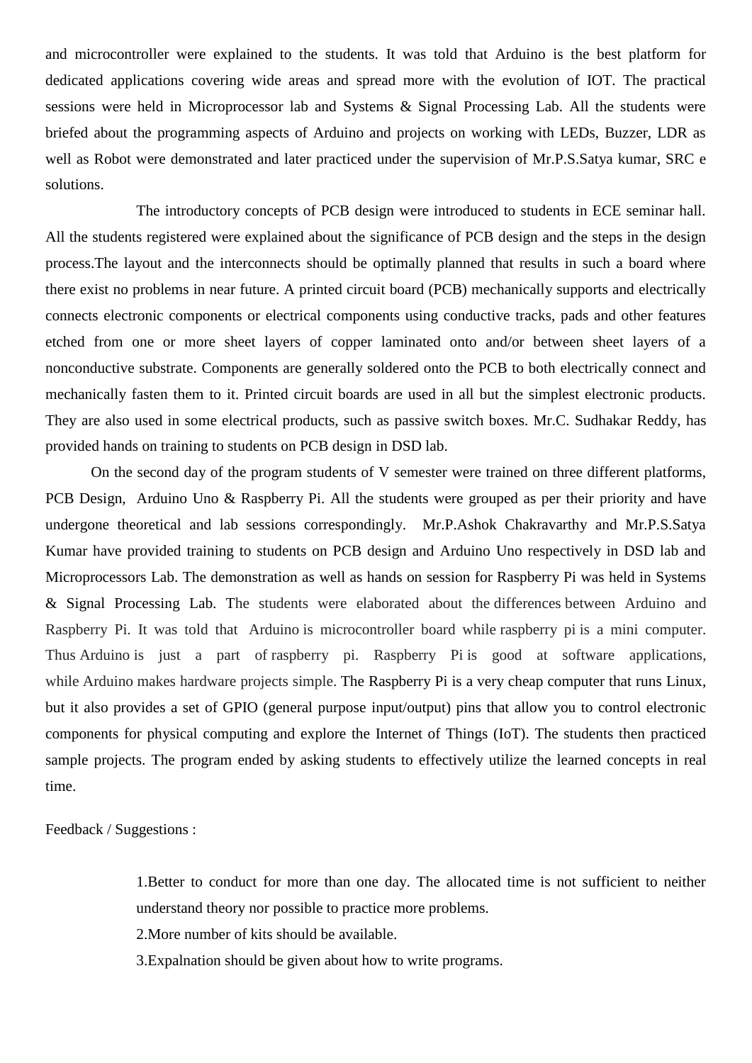and microcontroller were explained to the students. It was told that Arduino is the best platform for dedicated applications covering wide areas and spread more with the evolution of IOT. The practical sessions were held in Microprocessor lab and Systems & Signal Processing Lab. All the students were briefed about the programming aspects of Arduino and projects on working with LEDs, Buzzer, LDR as well as Robot were demonstrated and later practiced under the supervision of Mr.P.S.Satya kumar, SRC e solutions.

The introductory concepts of PCB design were introduced to students in ECE seminar hall. All the students registered were explained about the significance of PCB design and the steps in the design process.The layout and the interconnects should be optimally planned that results in such a board where there exist no problems in near future. A printed circuit board (PCB) mechanically supports and electrically connects electronic components or electrical components using conductive tracks, pads and other features etched from one or more sheet layers of copper laminated onto and/or between sheet layers of a nonconductive substrate. Components are generally soldered onto the PCB to both electrically connect and mechanically fasten them to it. Printed circuit boards are used in all but the simplest electronic products. They are also used in some electrical products, such as passive switch boxes. Mr.C. Sudhakar Reddy, has provided hands on training to students on PCB design in DSD lab.

On the second day of the program students of V semester were trained on three different platforms, PCB Design, Arduino Uno & Raspberry Pi. All the students were grouped as per their priority and have undergone theoretical and lab sessions correspondingly. Mr.P.Ashok Chakravarthy and Mr.P.S.Satya Kumar have provided training to students on PCB design and Arduino Uno respectively in DSD lab and Microprocessors Lab. The demonstration as well as hands on session for Raspberry Pi was held in Systems & Signal Processing Lab. The students were elaborated about the differences between Arduino and Raspberry Pi. It was told that Arduino is microcontroller board while raspberry pi is a mini computer. Thus Arduino is just a part of raspberry pi. Raspberry Pi is good at software applications, while Arduino makes hardware projects simple. The Raspberry Pi is a very cheap computer that runs Linux, but it also provides a set of GPIO (general purpose input/output) pins that allow you to control electronic components for physical computing and explore the Internet of Things (IoT). The students then practiced sample projects. The program ended by asking students to effectively utilize the learned concepts in real time.

Feedback / Suggestions :

1.Better to conduct for more than one day. The allocated time is not sufficient to neither understand theory nor possible to practice more problems.

2.More number of kits should be available.

3.Expalnation should be given about how to write programs.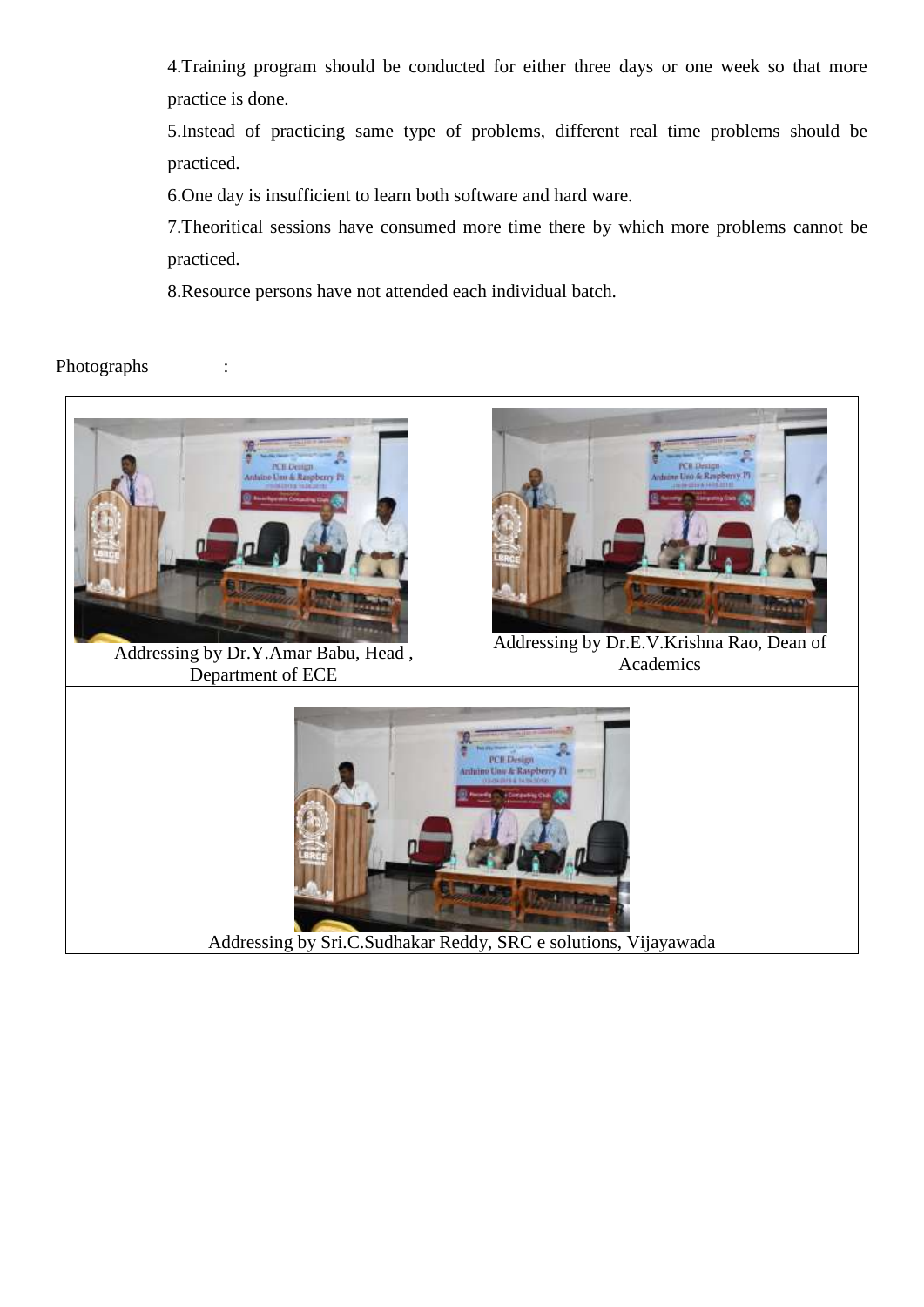4.Training program should be conducted for either three days or one week so that more practice is done.

5.Instead of practicing same type of problems, different real time problems should be practiced.

6.One day is insufficient to learn both software and hard ware.

7.Theoritical sessions have consumed more time there by which more problems cannot be practiced.

8.Resource persons have not attended each individual batch.

Photographs :

| Addressing by Dr.Y.Amar Babu, Head , Department of ECE | Addressing by Dr.E.V.Krishna Rao, Dean of Academics |
| --- | --- |
| Addressing by Sri.C.Sudhakar Reddy, SRC e solutions, Vijayawada | |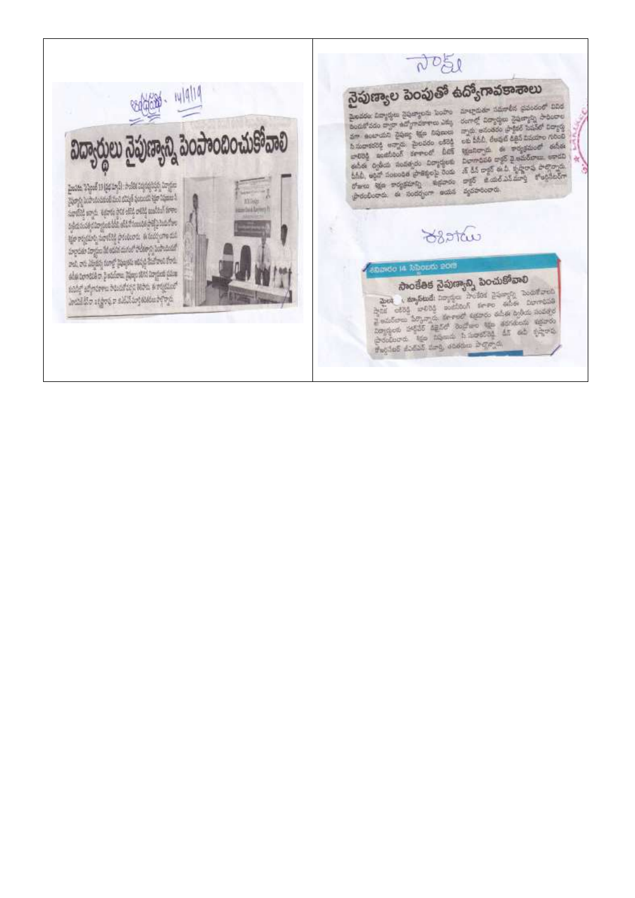ఆంధ్రప్రభ 14/9/19

## విద్యార్థులు నైపుణ్యాన్ని పెంపొందించుకోవాలి

మైలవరం, సెప్టెంబర్ 13 (ప్రభ న్యూస్):

---

సాక్షి

## నైపుణ్యాల పెంపుతో ఉద్యోగావకాశాలు

మైలవరం: విద్యార్థులు నైపుణ్యాలను పెంపొందించుకోవడం ద్వారా ఉద్యోగావకాశాలు ఎక్కువగా ఉంటాయని నైపుణ్య శిక్షణ నిపుణులు సి.సుధాకర్‌రెడ్డి అన్నారు. మైలవరం లకిరెడ్డి బాలిరెడ్డి ఇంజినీరింగ్ కళాశాలలో బీటెక్ ఈసీఈ ద్వితీయ సంవత్సరం విద్యార్థులకు పీసీబీ, ఆర్డినో సంబంధిత ప్రాజెక్టులపై రెండు రోజుల శిక్షణ కార్యక్రమాన్ని శుక్రవారం ప్రారంభించారు. ఈ సందర్భంగా ఆయన మాట్లాడుతూ సమకాలీన ప్రపంచంలో వివిధ రంగాల్లో విద్యార్థులు నైపుణ్యాన్ని సాధించాలన్నారు. అనంతరం ప్రాక్టికల్ సెషన్‌లో విద్యార్థులకు పీసీబీ, లేఅవుట్ డిజైన్ విషయాల గురించి శిక్షణనిచ్చారు. ఈ కార్యక్రమంలో ఈసీఈ విభాగాధిపతి డాక్టర్ వై.అమర్‌బాబు, అకడమిక్ డీన్ డాక్టర్ ఈ.వీ. కృష్ణారావు పాల్గొన్నారు. డాక్టర్ జె.యస్.ఎన్.మూర్తి కోఆర్డినేటర్‌గా వ్యవహరించారు.

---

ఈనాడు

శనివారం 14 సెప్టెంబరు 2019

## సాంకేతిక నైపుణ్యాన్ని పెంచుకోవాలి

మైలవరం, న్యూస్‌టుడే: విద్యార్థులు సాంకేతిక నైపుణ్యాన్ని పెంచుకోవాలని స్థానిక లకిరెడ్డి బాలిరెడ్డి ఇంజినీరింగ్ కళాశాల ఈసీఈ విభాగాధిపతి వై.అమర్‌బాబు పిలుపునిచ్చారు. కళాశాలలో శుక్రవారం ఈసీఈ ద్వితీయ సంవత్సర విద్యార్థులకు సర్క్యూట్ డిజైన్‌లో రెండురోజుల శిక్షణ తరగతులను శుక్రవారం ప్రారంభించారు. శిక్షణ నిపుణుడు సి.సుధాకర్‌రెడ్డి, డీన్ ఈ.వీ.కృష్ణారావు, కోఆర్డినేటర్ జేఎస్ఎన్ మూర్తి, అధ్యాపకులు పాల్గొన్నారు.